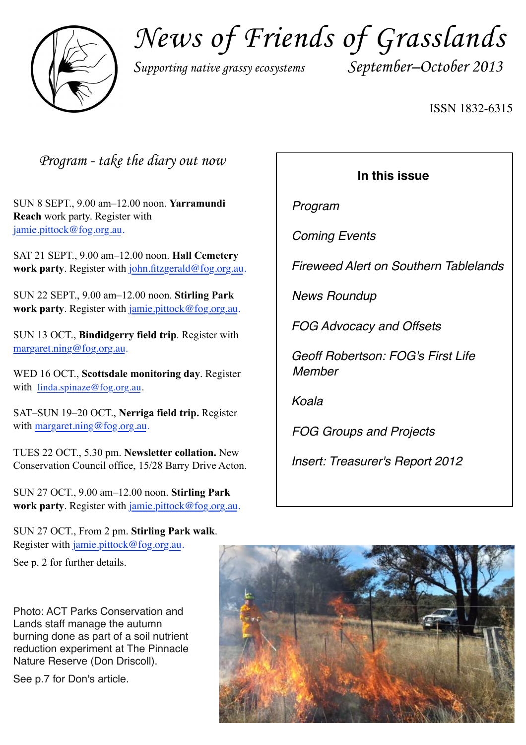# News of Friends of Grasslands

*Supporting native grassy ecosystems*

*September–October 2013*

ISSN 1832-6315

## *Program - take the diary out now*

SUN 8 SEPT., 9.00 am–12.00 noon. **Yarramundi Reach** work party. Register with jamie.pittock@fog.org.au.

SAT 21 SEPT., 9.00 am–12.00 noon. **Hall Cemetery work party**. Register with john.fitzgerald@fog.org.au.

SUN 22 SEPT., 9.00 am–12.00 noon. **Stirling Park work party**. Register with jamie.pittock@fog.org.au.

SUN 13 OCT., **Bindidgerry field trip**. Register with margaret.ning@fog.org.au.

WED 16 OCT., **Scottsdale monitoring day**. Register with linda.spinaze@fog.org.au.

SAT–SUN 19–20 OCT., **Nerriga field trip.** Register with margaret.ning@fog.org.au.

TUES 22 OCT., 5.30 pm. **Newsletter collation.** New Conservation Council office, 15/28 Barry Drive Acton.

SUN 27 OCT., 9.00 am–12.00 noon. **Stirling Park work party**. Register with jamie.pittock@fog.org.au.

SUN 27 OCT., From 2 pm. **Stirling Park walk**. Register with jamie.pittock@fog.org.au.

See p. 2 for further details.

**In this issue**

- *Program*
- *Coming Events*
- *Fireweed Alert on Southern Tablelands*
- *News Roundup*
- *FOG Advocacy and Offsets*
- *Geoff Robertson: FOG's First Life Member*
- *Koala*
- *FOG Groups and Projects*
- *Insert: Treasurer's Report 2012*

Photo: ACT Parks Conservation and Lands staff manage the autumn burning done as part of a soil nutrient reduction experiment at The Pinnacle Nature Reserve (Don Driscoll).

See p.7 for Don's article.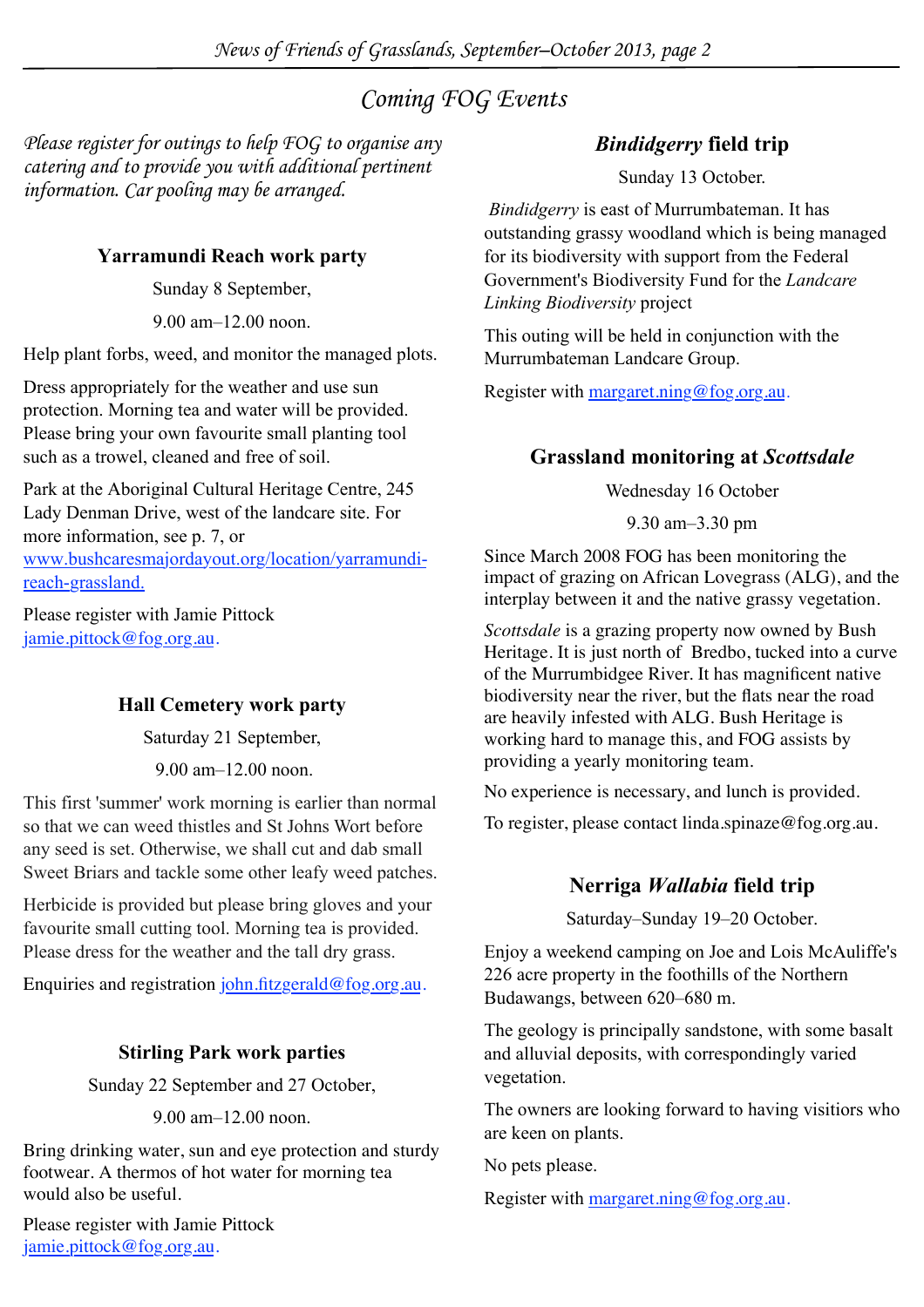# *Coming FOG Events*

*Please register for outings to help FOG to organise any catering and to provide you with additional pertinent information. Car pooling may be arranged.*

### Yarramundi Reach work party

Sunday 8 September,

9.00 am–12.00 noon.

Help plant forbs, weed, and monitor the managed plots.

Dress appropriately for the weather and use sun protection. Morning tea and water will be provided. Please bring your own favourite small planting tool such as a trowel, cleaned and free of soil.

Park at the Aboriginal Cultural Heritage Centre, 245 Lady Denman Drive, west of the landcare site. For more information, see p. 7, or www.bushcaresmajordayout.org/location/yarramundi-reach-grassland.

Please register with Jamie Pittock jamie.pittock@fog.org.au.

### Hall Cemetery work party

Saturday 21 September,

9.00 am–12.00 noon.

This first 'summer' work morning is earlier than normal so that we can weed thistles and St Johns Wort before any seed is set. Otherwise, we shall cut and dab small Sweet Briars and tackle some other leafy weed patches.

Herbicide is provided but please bring gloves and your favourite small cutting tool. Morning tea is provided. Please dress for the weather and the tall dry grass.

Enquiries and registration john.fitzgerald@fog.org.au.

### Stirling Park work parties

Sunday 22 September and 27 October,

9.00 am–12.00 noon.

Bring drinking water, sun and eye protection and sturdy footwear. A thermos of hot water for morning tea would also be useful.

Please register with Jamie Pittock jamie.pittock@fog.org.au.

### *Bindidgerry* field trip

Sunday 13 October.

*Bindidgerry* is east of Murrumbateman. It has outstanding grassy woodland which is being managed for its biodiversity with support from the Federal Government's Biodiversity Fund for the *Landcare Linking Biodiversity* project

This outing will be held in conjunction with the Murrumbateman Landcare Group.

Register with margaret.ning@fog.org.au.

### Grassland monitoring at *Scottsdale*

Wednesday 16 October

9.30 am–3.30 pm

Since March 2008 FOG has been monitoring the impact of grazing on African Lovegrass (ALG), and the interplay between it and the native grassy vegetation.

*Scottsdale* is a grazing property now owned by Bush Heritage. It is just north of Bredbo, tucked into a curve of the Murrumbidgee River. It has magnificent native biodiversity near the river, but the flats near the road are heavily infested with ALG. Bush Heritage is working hard to manage this, and FOG assists by providing a yearly monitoring team.

No experience is necessary, and lunch is provided.

To register, please contact linda.spinaze@fog.org.au.

### Nerriga *Wallabia* field trip

Saturday–Sunday 19–20 October.

Enjoy a weekend camping on Joe and Lois McAuliffe's 226 acre property in the foothills of the Northern Budawangs, between 620–680 m.

The geology is principally sandstone, with some basalt and alluvial deposits, with correspondingly varied vegetation.

The owners are looking forward to having visitors who are keen on plants.

No pets please.

Register with margaret.ning@fog.org.au.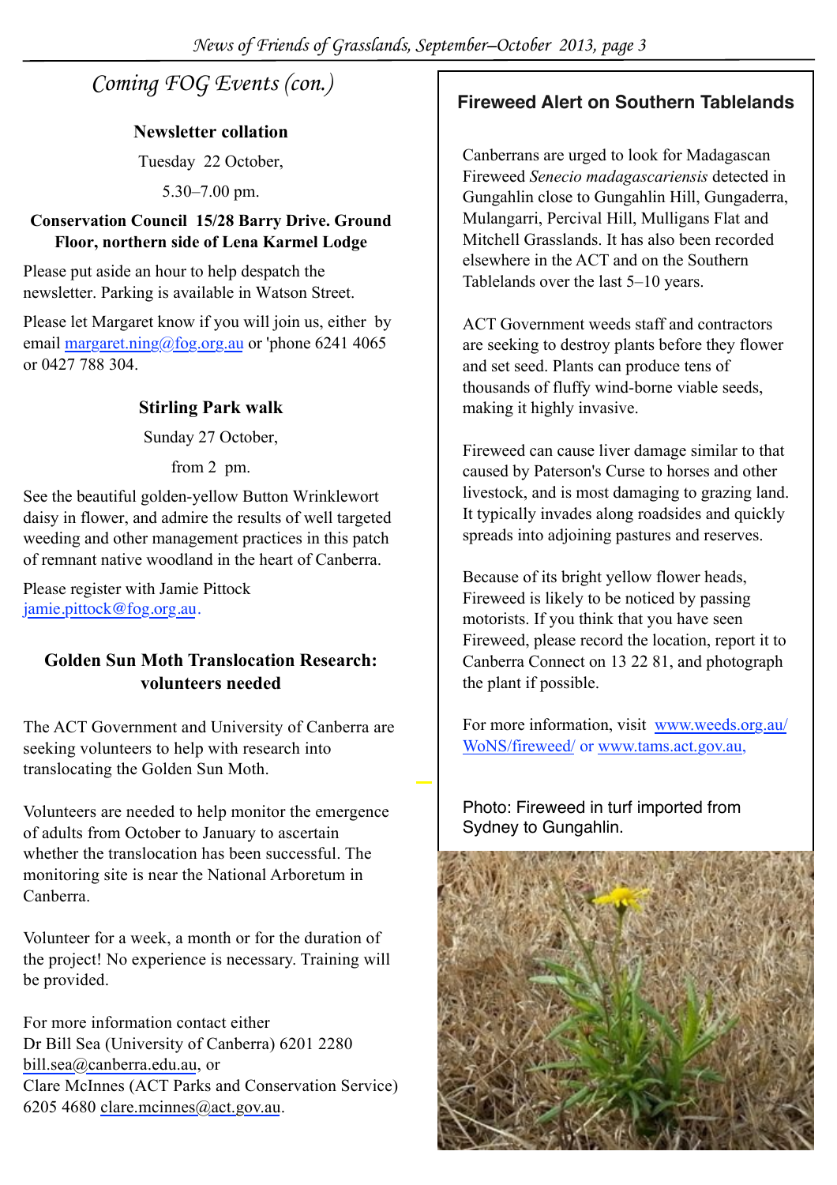## Coming FOG Events (con.)

### Newsletter collation

Tuesday 22 October,

5.30–7.00 pm.

**Conservation Council 15/28 Barry Drive. Ground Floor, northern side of Lena Karmel Lodge**

Please put aside an hour to help despatch the newsletter. Parking is available in Watson Street.

Please let Margaret know if you will join us, either by email margaret.ning@fog.org.au or 'phone 6241 4065 or 0427 788 304.

### Stirling Park walk

Sunday 27 October,

from 2 pm.

See the beautiful golden-yellow Button Wrinklewort daisy in flower, and admire the results of well targeted weeding and other management practices in this patch of remnant native woodland in the heart of Canberra.

Please register with Jamie Pittock jamie.pittock@fog.org.au.

### Golden Sun Moth Translocation Research: volunteers needed

The ACT Government and University of Canberra are seeking volunteers to help with research into translocating the Golden Sun Moth.

Volunteers are needed to help monitor the emergence of adults from October to January to ascertain whether the translocation has been successful. The monitoring site is near the National Arboretum in Canberra.

Volunteer for a week, a month or for the duration of the project! No experience is necessary. Training will be provided.

For more information contact either
Dr Bill Sea (University of Canberra) 6201 2280
bill.sea@canberra.edu.au, or
Clare McInnes (ACT Parks and Conservation Service) 6205 4680 clare.mcinnes@act.gov.au.

## Fireweed Alert on Southern Tablelands

Canberrans are urged to look for Madagascan Fireweed *Senecio madagascariensis* detected in Gungahlin close to Gungahlin Hill, Gungaderra, Mulangarri, Percival Hill, Mulligans Flat and Mitchell Grasslands. It has also been recorded elsewhere in the ACT and on the Southern Tablelands over the last 5–10 years.

ACT Government weeds staff and contractors are seeking to destroy plants before they flower and set seed. Plants can produce tens of thousands of fluffy wind-borne viable seeds, making it highly invasive.

Fireweed can cause liver damage similar to that caused by Paterson's Curse to horses and other livestock, and is most damaging to grazing land. It typically invades along roadsides and quickly spreads into adjoining pastures and reserves.

Because of its bright yellow flower heads, Fireweed is likely to be noticed by passing motorists. If you think that you have seen Fireweed, please record the location, report it to Canberra Connect on 13 22 81, and photograph the plant if possible.

For more information, visit www.weeds.org.au/WoNS/fireweed/ or www.tams.act.gov.au,

Photo: Fireweed in turf imported from Sydney to Gungahlin.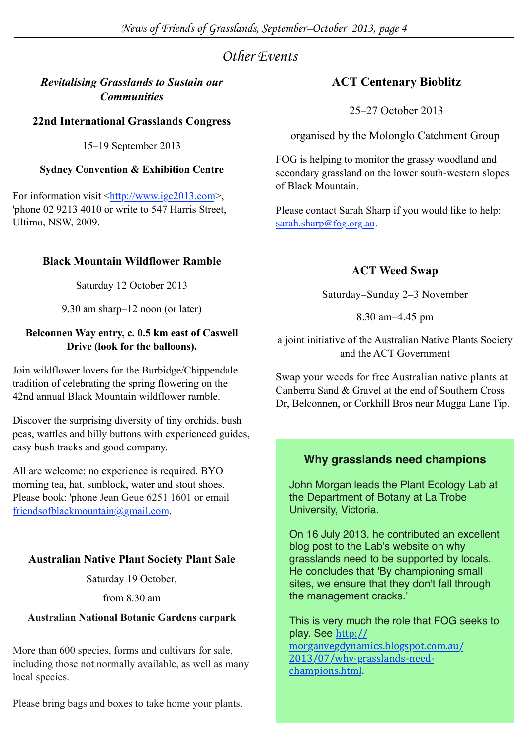# Other Events

### *Revitalising Grasslands to Sustain our Communities*

### 22nd International Grasslands Congress

15–19 September 2013

**Sydney Convention & Exhibition Centre**

For information visit <http://www.igc2013.com>, 'phone 02 9213 4010 or write to 547 Harris Street, Ultimo, NSW, 2009.

### Black Mountain Wildflower Ramble

Saturday 12 October 2013

9.30 am sharp–12 noon (or later)

**Belconnen Way entry, c. 0.5 km east of Caswell Drive (look for the balloons).**

Join wildflower lovers for the Burbidge/Chippendale tradition of celebrating the spring flowering on the 42nd annual Black Mountain wildflower ramble.

Discover the surprising diversity of tiny orchids, bush peas, wattles and billy buttons with experienced guides, easy bush tracks and good company.

All are welcome: no experience is required. BYO morning tea, hat, sunblock, water and stout shoes. Please book: 'phone Jean Geue 6251 1601 or email friendsofblackmountain@gmail.com.

### Australian Native Plant Society Plant Sale

Saturday 19 October,

from 8.30 am

**Australian National Botanic Gardens carpark**

More than 600 species, forms and cultivars for sale, including those not normally available, as well as many local species.

Please bring bags and boxes to take home your plants.

### ACT Centenary Bioblitz

25–27 October 2013

organised by the Molonglo Catchment Group

FOG is helping to monitor the grassy woodland and secondary grassland on the lower south-western slopes of Black Mountain.

Please contact Sarah Sharp if you would like to help: sarah.sharp@fog.org.au.

### ACT Weed Swap

Saturday–Sunday 2–3 November

8.30 am–4.45 pm

a joint initiative of the Australian Native Plants Society and the ACT Government

Swap your weeds for free Australian native plants at Canberra Sand & Gravel at the end of Southern Cross Dr, Belconnen, or Corkhill Bros near Mugga Lane Tip.

### Why grasslands need champions

John Morgan leads the Plant Ecology Lab at the Department of Botany at La Trobe University, Victoria.

On 16 July 2013, he contributed an excellent blog post to the Lab's website on why grasslands need to be supported by locals. He concludes that 'By championing small sites, we ensure that they don't fall through the management cracks.'

This is very much the role that FOG seeks to play. See http://morganvegdynamics.blogspot.com.au/2013/07/why-grasslands-need-champions.html.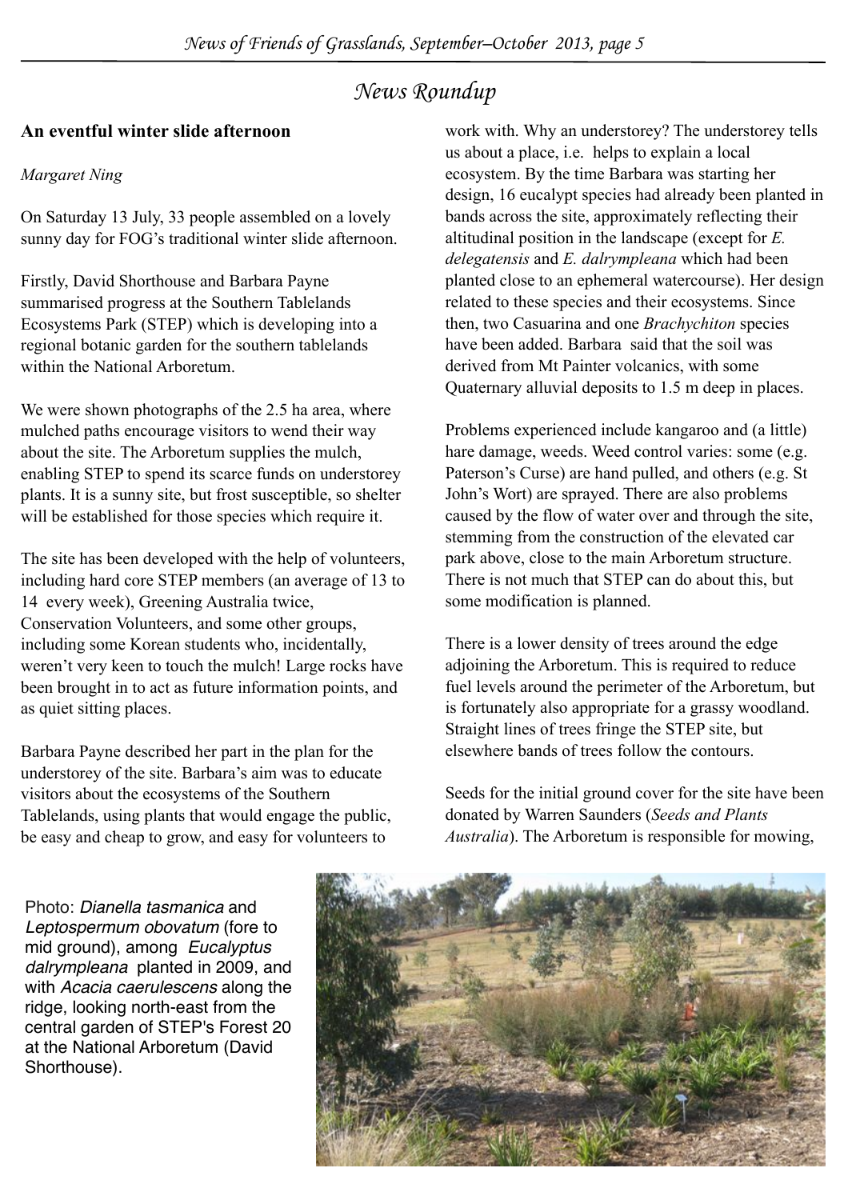# News Roundup

## An eventful winter slide afternoon

*Margaret Ning*

On Saturday 13 July, 33 people assembled on a lovely sunny day for FOG's traditional winter slide afternoon.

Firstly, David Shorthouse and Barbara Payne summarised progress at the Southern Tablelands Ecosystems Park (STEP) which is developing into a regional botanic garden for the southern tablelands within the National Arboretum.

We were shown photographs of the 2.5 ha area, where mulched paths encourage visitors to wend their way about the site. The Arboretum supplies the mulch, enabling STEP to spend its scarce funds on understorey plants. It is a sunny site, but frost susceptible, so shelter will be established for those species which require it.

The site has been developed with the help of volunteers, including hard core STEP members (an average of 13 to 14 every week), Greening Australia twice, Conservation Volunteers, and some other groups, including some Korean students who, incidentally, weren't very keen to touch the mulch! Large rocks have been brought in to act as future information points, and as quiet sitting places.

Barbara Payne described her part in the plan for the understorey of the site. Barbara's aim was to educate visitors about the ecosystems of the Southern Tablelands, using plants that would engage the public, be easy and cheap to grow, and easy for volunteers to work with. Why an understorey? The understorey tells us about a place, i.e. helps to explain a local ecosystem. By the time Barbara was starting her design, 16 eucalypt species had already been planted in bands across the site, approximately reflecting their altitudinal position in the landscape (except for *E. delegatensis* and *E. dalrympleana* which had been planted close to an ephemeral watercourse). Her design related to these species and their ecosystems. Since then, two Casuarina and one *Brachychiton* species have been added. Barbara said that the soil was derived from Mt Painter volcanics, with some Quaternary alluvial deposits to 1.5 m deep in places.

Problems experienced include kangaroo and (a little) hare damage, weeds. Weed control varies: some (e.g. Paterson's Curse) are hand pulled, and others (e.g. St John's Wort) are sprayed. There are also problems caused by the flow of water over and through the site, stemming from the construction of the elevated car park above, close to the main Arboretum structure. There is not much that STEP can do about this, but some modification is planned.

There is a lower density of trees around the edge adjoining the Arboretum. This is required to reduce fuel levels around the perimeter of the Arboretum, but is fortunately also appropriate for a grassy woodland. Straight lines of trees fringe the STEP site, but elsewhere bands of trees follow the contours.

Seeds for the initial ground cover for the site have been donated by Warren Saunders (*Seeds and Plants Australia*). The Arboretum is responsible for mowing,

Photo: *Dianella tasmanica* and *Leptospermum obovatum* (fore to mid ground), among *Eucalyptus dalrympleana* planted in 2009, and with *Acacia caerulescens* along the ridge, looking north-east from the central garden of STEP's Forest 20 at the National Arboretum (David Shorthouse).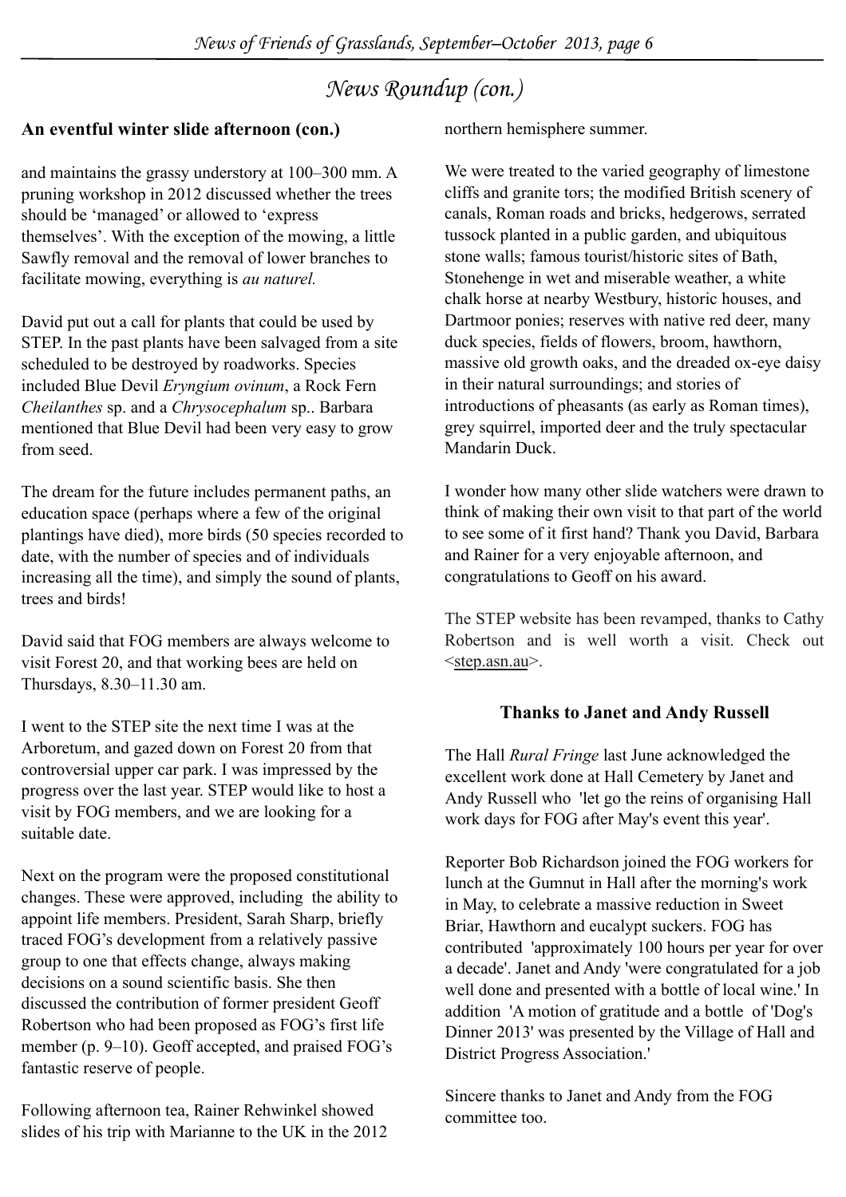## News Roundup (con.)

### An eventful winter slide afternoon (con.)

and maintains the grassy understory at 100–300 mm. A pruning workshop in 2012 discussed whether the trees should be 'managed' or allowed to 'express themselves'. With the exception of the mowing, a little Sawfly removal and the removal of lower branches to facilitate mowing, everything is *au naturel.*

David put out a call for plants that could be used by STEP. In the past plants have been salvaged from a site scheduled to be destroyed by roadworks. Species included Blue Devil *Eryngium ovinum*, a Rock Fern *Cheilanthes* sp. and a *Chrysocephalum* sp.. Barbara mentioned that Blue Devil had been very easy to grow from seed.

The dream for the future includes permanent paths, an education space (perhaps where a few of the original plantings have died), more birds (50 species recorded to date, with the number of species and of individuals increasing all the time), and simply the sound of plants, trees and birds!

David said that FOG members are always welcome to visit Forest 20, and that working bees are held on Thursdays, 8.30–11.30 am.

I went to the STEP site the next time I was at the Arboretum, and gazed down on Forest 20 from that controversial upper car park. I was impressed by the progress over the last year. STEP would like to host a visit by FOG members, and we are looking for a suitable date.

Next on the program were the proposed constitutional changes. These were approved, including the ability to appoint life members. President, Sarah Sharp, briefly traced FOG's development from a relatively passive group to one that effects change, always making decisions on a sound scientific basis. She then discussed the contribution of former president Geoff Robertson who had been proposed as FOG's first life member (p. 9–10). Geoff accepted, and praised FOG's fantastic reserve of people.

Following afternoon tea, Rainer Rehwinkel showed slides of his trip with Marianne to the UK in the 2012 northern hemisphere summer.

We were treated to the varied geography of limestone cliffs and granite tors; the modified British scenery of canals, Roman roads and bricks, hedgerows, serrated tussock planted in a public garden, and ubiquitous stone walls; famous tourist/historic sites of Bath, Stonehenge in wet and miserable weather, a white chalk horse at nearby Westbury, historic houses, and Dartmoor ponies; reserves with native red deer, many duck species, fields of flowers, broom, hawthorn, massive old growth oaks, and the dreaded ox-eye daisy in their natural surroundings; and stories of introductions of pheasants (as early as Roman times), grey squirrel, imported deer and the truly spectacular Mandarin Duck.

I wonder how many other slide watchers were drawn to think of making their own visit to that part of the world to see some of it first hand? Thank you David, Barbara and Rainer for a very enjoyable afternoon, and congratulations to Geoff on his award.

The STEP website has been revamped, thanks to Cathy Robertson and is well worth a visit. Check out <step.asn.au>.

### Thanks to Janet and Andy Russell

The Hall *Rural Fringe* last June acknowledged the excellent work done at Hall Cemetery by Janet and Andy Russell who 'let go the reins of organising Hall work days for FOG after May's event this year'.

Reporter Bob Richardson joined the FOG workers for lunch at the Gumnut in Hall after the morning's work in May, to celebrate a massive reduction in Sweet Briar, Hawthorn and eucalypt suckers. FOG has contributed 'approximately 100 hours per year for over a decade'. Janet and Andy 'were congratulated for a job well done and presented with a bottle of local wine.' In addition 'A motion of gratitude and a bottle of 'Dog's Dinner 2013' was presented by the Village of Hall and District Progress Association.'

Sincere thanks to Janet and Andy from the FOG committee too.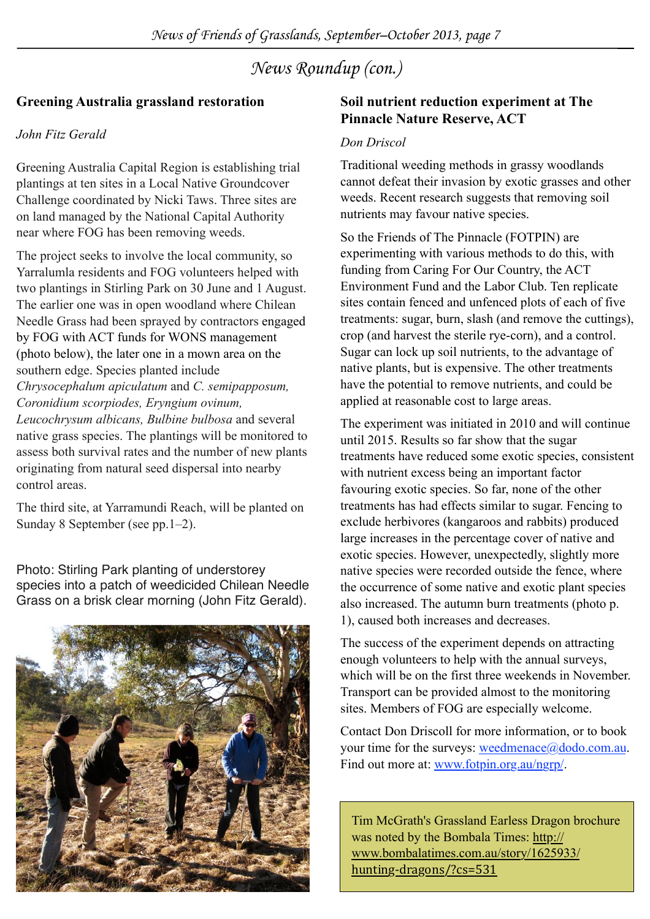# News Roundup (con.)

## Greening Australia grassland restoration

*John Fitz Gerald*

Greening Australia Capital Region is establishing trial plantings at ten sites in a Local Native Groundcover Challenge coordinated by Nicki Taws. Three sites are on land managed by the National Capital Authority near where FOG has been removing weeds.

The project seeks to involve the local community, so Yarralumla residents and FOG volunteers helped with two plantings in Stirling Park on 30 June and 1 August. The earlier one was in open woodland where Chilean Needle Grass had been sprayed by contractors engaged by FOG with ACT funds for WONS management (photo below), the later one in a mown area on the southern edge. Species planted include *Chrysocephalum apiculatum* and *C. semipapposum, Coronidium scorpiodes, Eryngium ovinum, Leucochrysum albicans, Bulbine bulbosa* and several native grass species. The plantings will be monitored to assess both survival rates and the number of new plants originating from natural seed dispersal into nearby control areas.

The third site, at Yarramundi Reach, will be planted on Sunday 8 September (see pp.1–2).

Photo: Stirling Park planting of understorey species into a patch of weedicided Chilean Needle Grass on a brisk clear morning (John Fitz Gerald).

## Soil nutrient reduction experiment at The Pinnacle Nature Reserve, ACT

*Don Driscol*

Traditional weeding methods in grassy woodlands cannot defeat their invasion by exotic grasses and other weeds. Recent research suggests that removing soil nutrients may favour native species.

So the Friends of The Pinnacle (FOTPIN) are experimenting with various methods to do this, with funding from Caring For Our Country, the ACT Environment Fund and the Labor Club. Ten replicate sites contain fenced and unfenced plots of each of five treatments: sugar, burn, slash (and remove the cuttings), crop (and harvest the sterile rye-corn), and a control. Sugar can lock up soil nutrients, to the advantage of native plants, but is expensive. The other treatments have the potential to remove nutrients, and could be applied at reasonable cost to large areas.

The experiment was initiated in 2010 and will continue until 2015. Results so far show that the sugar treatments have reduced some exotic species, consistent with nutrient excess being an important factor favouring exotic species. So far, none of the other treatments has had effects similar to sugar. Fencing to exclude herbivores (kangaroos and rabbits) produced large increases in the percentage cover of native and exotic species. However, unexpectedly, slightly more native species were recorded outside the fence, where the occurrence of some native and exotic plant species also increased. The autumn burn treatments (photo p. 1), caused both increases and decreases.

The success of the experiment depends on attracting enough volunteers to help with the annual surveys, which will be on the first three weekends in November. Transport can be provided almost to the monitoring sites. Members of FOG are especially welcome.

Contact Don Driscoll for more information, or to book your time for the surveys: weedmenace@dodo.com.au. Find out more at: www.fotpin.org.au/ngrp/.

Tim McGrath's Grassland Earless Dragon brochure was noted by the Bombala Times: http://www.bombalatimes.com.au/story/1625933/hunting-dragons/?cs=531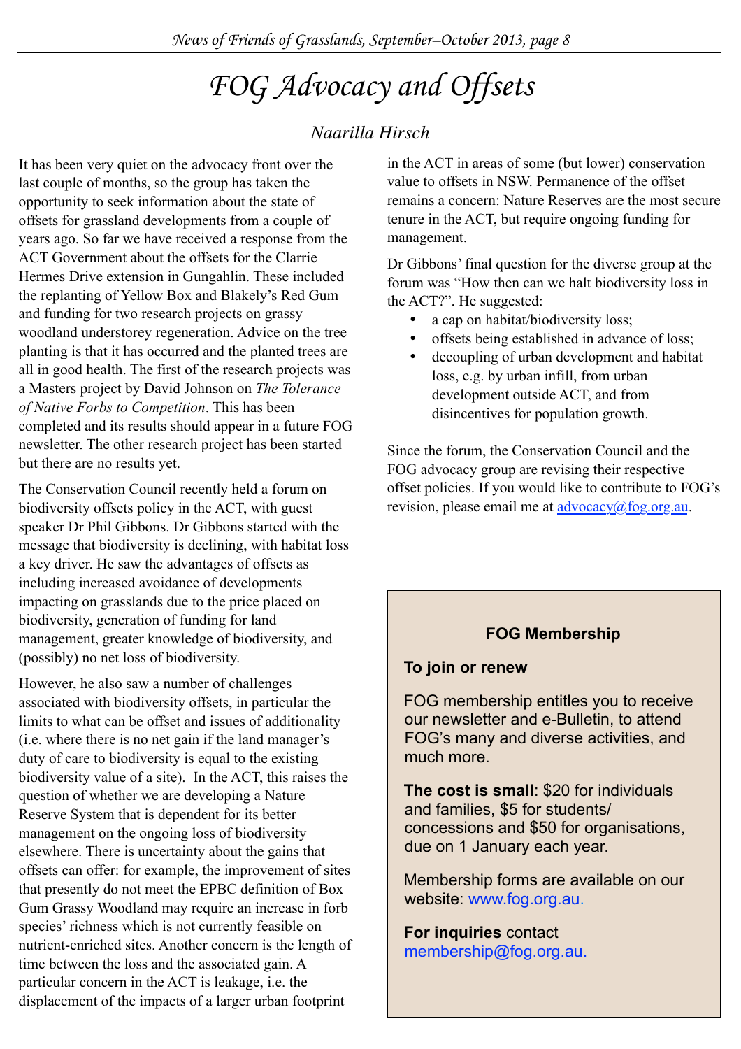# FOG Advocacy and Offsets

*Naarilla Hirsch*

It has been very quiet on the advocacy front over the last couple of months, so the group has taken the opportunity to seek information about the state of offsets for grassland developments from a couple of years ago. So far we have received a response from the ACT Government about the offsets for the Clarrie Hermes Drive extension in Gungahlin. These included the replanting of Yellow Box and Blakely's Red Gum and funding for two research projects on grassy woodland understorey regeneration. Advice on the tree planting is that it has occurred and the planted trees are all in good health. The first of the research projects was a Masters project by David Johnson on *The Tolerance of Native Forbs to Competition*. This has been completed and its results should appear in a future FOG newsletter. The other research project has been started but there are no results yet.

The Conservation Council recently held a forum on biodiversity offsets policy in the ACT, with guest speaker Dr Phil Gibbons. Dr Gibbons started with the message that biodiversity is declining, with habitat loss a key driver. He saw the advantages of offsets as including increased avoidance of developments impacting on grasslands due to the price placed on biodiversity, generation of funding for land management, greater knowledge of biodiversity, and (possibly) no net loss of biodiversity.

However, he also saw a number of challenges associated with biodiversity offsets, in particular the limits to what can be offset and issues of additionality (i.e. where there is no net gain if the land manager's duty of care to biodiversity is equal to the existing biodiversity value of a site). In the ACT, this raises the question of whether we are developing a Nature Reserve System that is dependent for its better management on the ongoing loss of biodiversity elsewhere. There is uncertainty about the gains that offsets can offer: for example, the improvement of sites that presently do not meet the EPBC definition of Box Gum Grassy Woodland may require an increase in forb species' richness which is not currently feasible on nutrient-enriched sites. Another concern is the length of time between the loss and the associated gain. A particular concern in the ACT is leakage, i.e. the displacement of the impacts of a larger urban footprint in the ACT in areas of some (but lower) conservation value to offsets in NSW. Permanence of the offset remains a concern: Nature Reserves are the most secure tenure in the ACT, but require ongoing funding for management.

Dr Gibbons' final question for the diverse group at the forum was "How then can we halt biodiversity loss in the ACT?". He suggested:

- a cap on habitat/biodiversity loss;
- offsets being established in advance of loss;
- decoupling of urban development and habitat loss, e.g. by urban infill, from urban development outside ACT, and from disincentives for population growth.

Since the forum, the Conservation Council and the FOG advocacy group are revising their respective offset policies. If you would like to contribute to FOG's revision, please email me at advocacy@fog.org.au.

---

**FOG Membership**

**To join or renew**

FOG membership entitles you to receive our newsletter and e-Bulletin, to attend FOG's many and diverse activities, and much more.

**The cost is small**: $20 for individuals and families, $5 for students/ concessions and $50 for organisations, due on 1 January each year.

Membership forms are available on our website: www.fog.org.au.

**For inquiries** contact membership@fog.org.au.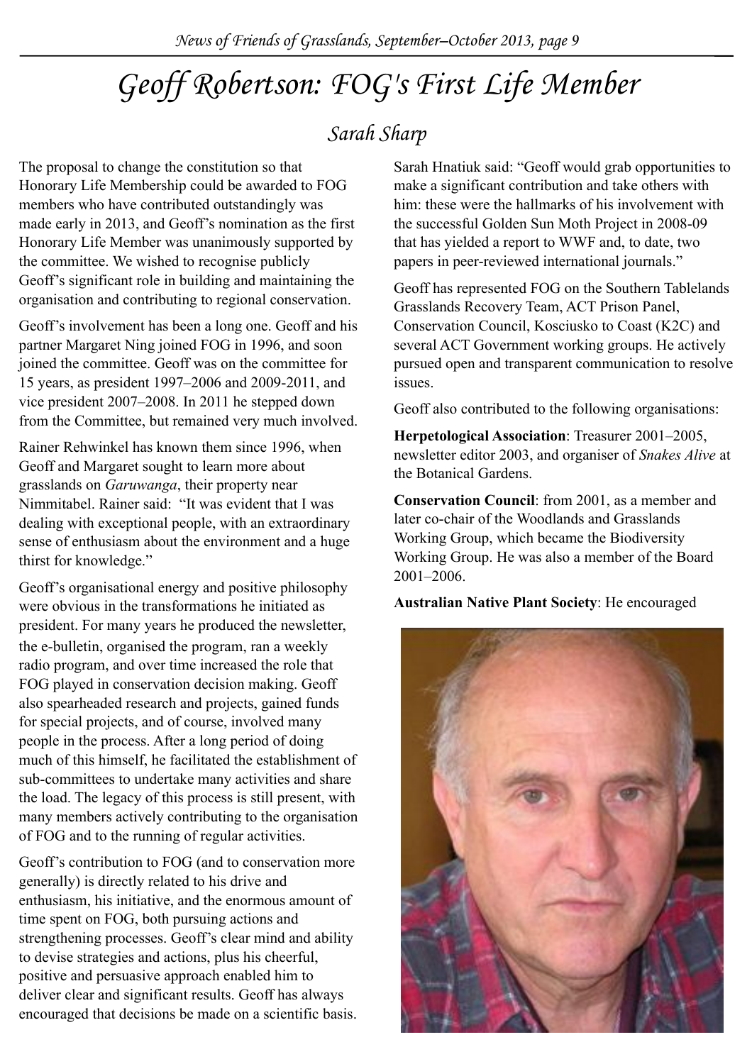# *Geoff Robertson: FOG's First Life Member*

## *Sarah Sharp*

The proposal to change the constitution so that Honorary Life Membership could be awarded to FOG members who have contributed outstandingly was made early in 2013, and Geoff's nomination as the first Honorary Life Member was unanimously supported by the committee. We wished to recognise publicly Geoff's significant role in building and maintaining the organisation and contributing to regional conservation.

Geoff's involvement has been a long one. Geoff and his partner Margaret Ning joined FOG in 1996, and soon joined the committee. Geoff was on the committee for 15 years, as president 1997–2006 and 2009-2011, and vice president 2007–2008. In 2011 he stepped down from the Committee, but remained very much involved.

Rainer Rehwinkel has known them since 1996, when Geoff and Margaret sought to learn more about grasslands on *Garuwanga*, their property near Nimmitabel. Rainer said: "It was evident that I was dealing with exceptional people, with an extraordinary sense of enthusiasm about the environment and a huge thirst for knowledge."

Geoff's organisational energy and positive philosophy were obvious in the transformations he initiated as president. For many years he produced the newsletter, the e-bulletin, organised the program, ran a weekly radio program, and over time increased the role that FOG played in conservation decision making. Geoff also spearheaded research and projects, gained funds for special projects, and of course, involved many people in the process. After a long period of doing much of this himself, he facilitated the establishment of sub-committees to undertake many activities and share the load. The legacy of this process is still present, with many members actively contributing to the organisation of FOG and to the running of regular activities.

Geoff's contribution to FOG (and to conservation more generally) is directly related to his drive and enthusiasm, his initiative, and the enormous amount of time spent on FOG, both pursuing actions and strengthening processes. Geoff's clear mind and ability to devise strategies and actions, plus his cheerful, positive and persuasive approach enabled him to deliver clear and significant results. Geoff has always encouraged that decisions be made on a scientific basis.

Sarah Hnatiuk said: "Geoff would grab opportunities to make a significant contribution and take others with him: these were the hallmarks of his involvement with the successful Golden Sun Moth Project in 2008-09 that has yielded a report to WWF and, to date, two papers in peer-reviewed international journals."

Geoff has represented FOG on the Southern Tablelands Grasslands Recovery Team, ACT Prison Panel, Conservation Council, Kosciusko to Coast (K2C) and several ACT Government working groups. He actively pursued open and transparent communication to resolve issues.

Geoff also contributed to the following organisations:

**Herpetological Association**: Treasurer 2001–2005, newsletter editor 2003, and organiser of *Snakes Alive* at the Botanical Gardens.

**Conservation Council**: from 2001, as a member and later co-chair of the Woodlands and Grasslands Working Group, which became the Biodiversity Working Group. He was also a member of the Board 2001–2006.

**Australian Native Plant Society**: He encouraged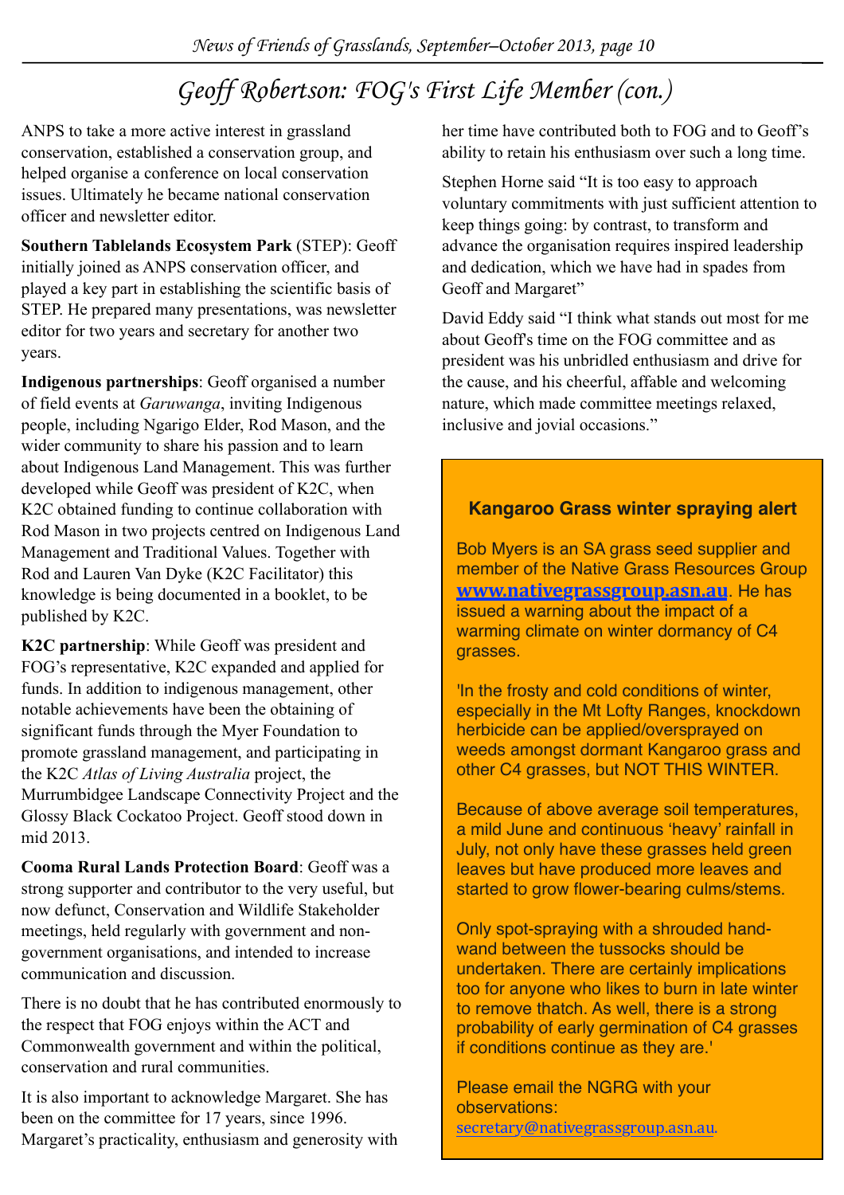# Geoff Robertson: FOG's First Life Member (con.)

ANPS to take a more active interest in grassland conservation, established a conservation group, and helped organise a conference on local conservation issues. Ultimately he became national conservation officer and newsletter editor.

**Southern Tablelands Ecosystem Park** (STEP): Geoff initially joined as ANPS conservation officer, and played a key part in establishing the scientific basis of STEP. He prepared many presentations, was newsletter editor for two years and secretary for another two years.

**Indigenous partnerships**: Geoff organised a number of field events at *Garuwanga*, inviting Indigenous people, including Ngarigo Elder, Rod Mason, and the wider community to share his passion and to learn about Indigenous Land Management. This was further developed while Geoff was president of K2C, when K2C obtained funding to continue collaboration with Rod Mason in two projects centred on Indigenous Land Management and Traditional Values. Together with Rod and Lauren Van Dyke (K2C Facilitator) this knowledge is being documented in a booklet, to be published by K2C.

**K2C partnership**: While Geoff was president and FOG's representative, K2C expanded and applied for funds. In addition to indigenous management, other notable achievements have been the obtaining of significant funds through the Myer Foundation to promote grassland management, and participating in the K2C *Atlas of Living Australia* project, the Murrumbidgee Landscape Connectivity Project and the Glossy Black Cockatoo Project. Geoff stood down in mid 2013.

**Cooma Rural Lands Protection Board**: Geoff was a strong supporter and contributor to the very useful, but now defunct, Conservation and Wildlife Stakeholder meetings, held regularly with government and non-government organisations, and intended to increase communication and discussion.

There is no doubt that he has contributed enormously to the respect that FOG enjoys within the ACT and Commonwealth government and within the political, conservation and rural communities.

It is also important to acknowledge Margaret. She has been on the committee for 17 years, since 1996. Margaret's practicality, enthusiasm and generosity with her time have contributed both to FOG and to Geoff's ability to retain his enthusiasm over such a long time.

Stephen Horne said "It is too easy to approach voluntary commitments with just sufficient attention to keep things going: by contrast, to transform and advance the organisation requires inspired leadership and dedication, which we have had in spades from Geoff and Margaret"

David Eddy said "I think what stands out most for me about Geoff's time on the FOG committee and as president was his unbridled enthusiasm and drive for the cause, and his cheerful, affable and welcoming nature, which made committee meetings relaxed, inclusive and jovial occasions."

### Kangaroo Grass winter spraying alert

Bob Myers is an SA grass seed supplier and member of the Native Grass Resources Group **www.nativegrassgroup.asn.au**. He has issued a warning about the impact of a warming climate on winter dormancy of C4 grasses.

'In the frosty and cold conditions of winter, especially in the Mt Lofty Ranges, knockdown herbicide can be applied/oversprayed on weeds amongst dormant Kangaroo grass and other C4 grasses, but NOT THIS WINTER.

Because of above average soil temperatures, a mild June and continuous 'heavy' rainfall in July, not only have these grasses held green leaves but have produced more leaves and started to grow flower-bearing culms/stems.

Only spot-spraying with a shrouded hand-wand between the tussocks should be undertaken. There are certainly implications too for anyone who likes to burn in late winter to remove thatch. As well, there is a strong probability of early germination of C4 grasses if conditions continue as they are.'

Please email the NGRG with your observations: secretary@nativegrassgroup.asn.au.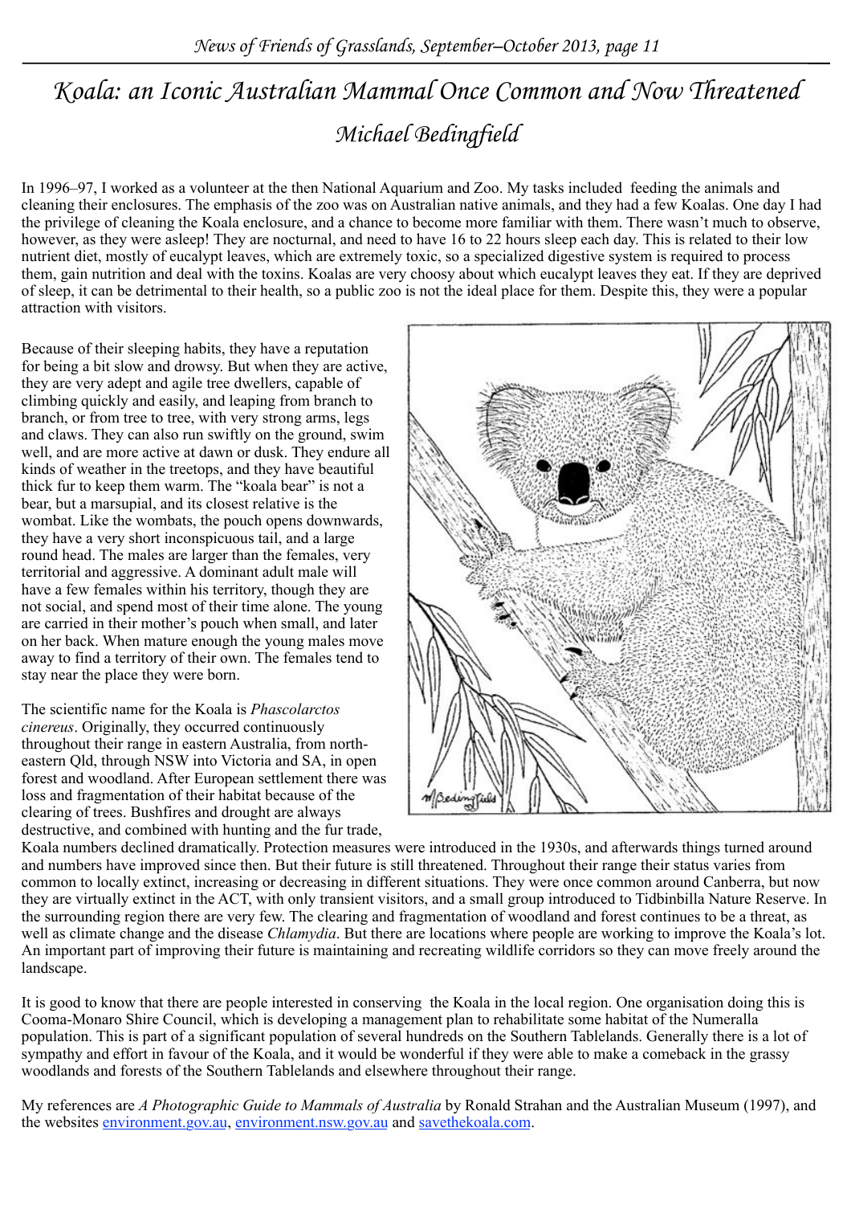# Koala: an Iconic Australian Mammal Once Common and Now Threatened

## Michael Bedingfield

In 1996–97, I worked as a volunteer at the then National Aquarium and Zoo. My tasks included feeding the animals and cleaning their enclosures. The emphasis of the zoo was on Australian native animals, and they had a few Koalas. One day I had the privilege of cleaning the Koala enclosure, and a chance to become more familiar with them. There wasn't much to observe, however, as they were asleep! They are nocturnal, and need to have 16 to 22 hours sleep each day. This is related to their low nutrient diet, mostly of eucalypt leaves, which are extremely toxic, so a specialized digestive system is required to process them, gain nutrition and deal with the toxins. Koalas are very choosy about which eucalypt leaves they eat. If they are deprived of sleep, it can be detrimental to their health, so a public zoo is not the ideal place for them. Despite this, they were a popular attraction with visitors.

Because of their sleeping habits, they have a reputation for being a bit slow and drowsy. But when they are active, they are very adept and agile tree dwellers, capable of climbing quickly and easily, and leaping from branch to branch, or from tree to tree, with very strong arms, legs and claws. They can also run swiftly on the ground, swim well, and are more active at dawn or dusk. They endure all kinds of weather in the treetops, and they have beautiful thick fur to keep them warm. The "koala bear" is not a bear, but a marsupial, and its closest relative is the wombat. Like the wombats, the pouch opens downwards, they have a very short inconspicuous tail, and a large round head. The males are larger than the females, very territorial and aggressive. A dominant adult male will have a few females within his territory, though they are not social, and spend most of their time alone. The young are carried in their mother's pouch when small, and later on her back. When mature enough the young males move away to find a territory of their own. The females tend to stay near the place they were born.

The scientific name for the Koala is *Phascolarctos cinereus*. Originally, they occurred continuously throughout their range in eastern Australia, from north-eastern Qld, through NSW into Victoria and SA, in open forest and woodland. After European settlement there was loss and fragmentation of their habitat because of the clearing of trees. Bushfires and drought are always destructive, and combined with hunting and the fur trade, Koala numbers declined dramatically. Protection measures were introduced in the 1930s, and afterwards things turned around and numbers have improved since then. But their future is still threatened. Throughout their range their status varies from common to locally extinct, increasing or decreasing in different situations. They were once common around Canberra, but now they are virtually extinct in the ACT, with only transient visitors, and a small group introduced to Tidbinbilla Nature Reserve. In the surrounding region there are very few. The clearing and fragmentation of woodland and forest continues to be a threat, as well as climate change and the disease *Chlamydia*. But there are locations where people are working to improve the Koala's lot. An important part of improving their future is maintaining and recreating wildlife corridors so they can move freely around the landscape.

It is good to know that there are people interested in conserving the Koala in the local region. One organisation doing this is Cooma-Monaro Shire Council, which is developing a management plan to rehabilitate some habitat of the Numeralla population. This is part of a significant population of several hundreds on the Southern Tablelands. Generally there is a lot of sympathy and effort in favour of the Koala, and it would be wonderful if they were able to make a comeback in the grassy woodlands and forests of the Southern Tablelands and elsewhere throughout their range.

My references are *A Photographic Guide to Mammals of Australia* by Ronald Strahan and the Australian Museum (1997), and the websites environment.gov.au, environment.nsw.gov.au and savethekoala.com.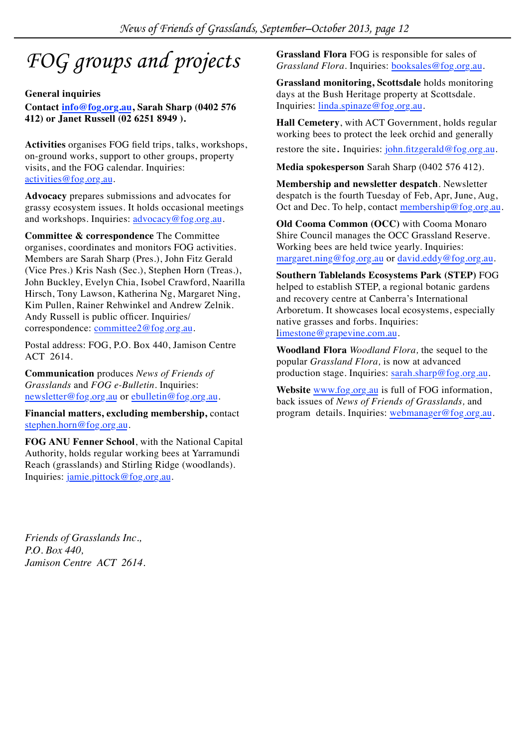# FOG groups and projects

**General inquiries**

**Contact info@fog.org.au, Sarah Sharp (0402 576 412) or Janet Russell (02 6251 8949 ).**

**Activities** organises FOG field trips, talks, workshops, on-ground works, support to other groups, property visits, and the FOG calendar. Inquiries: activities@fog.org.au.

**Advocacy** prepares submissions and advocates for grassy ecosystem issues. It holds occasional meetings and workshops. Inquiries: advocacy@fog.org.au.

**Committee & correspondence** The Committee organises, coordinates and monitors FOG activities. Members are Sarah Sharp (Pres.), John Fitz Gerald (Vice Pres.) Kris Nash (Sec.), Stephen Horn (Treas.), John Buckley, Evelyn Chia, Isobel Crawford, Naarilla Hirsch, Tony Lawson, Katherina Ng, Margaret Ning, Kim Pullen, Rainer Rehwinkel and Andrew Zelnik. Andy Russell is public officer. Inquiries/ correspondence: committee2@fog.org.au.

Postal address: FOG, P.O. Box 440, Jamison Centre ACT 2614.

**Communication** produces *News of Friends of Grasslands* and *FOG e-Bulletin*. Inquiries: newsletter@fog.org.au or ebulletin@fog.org.au.

**Financial matters, excluding membership,** contact stephen.horn@fog.org.au.

**FOG ANU Fenner School**, with the National Capital Authority, holds regular working bees at Yarramundi Reach (grasslands) and Stirling Ridge (woodlands). Inquiries: jamie.pittock@fog.org.au.

**Grassland Flora** FOG is responsible for sales of *Grassland Flora*. Inquiries: booksales@fog.org.au.

**Grassland monitoring, Scottsdale** holds monitoring days at the Bush Heritage property at Scottsdale. Inquiries: linda.spinaze@fog.org.au.

**Hall Cemetery**, with ACT Government, holds regular working bees to protect the leek orchid and generally restore the site. Inquiries: john.fitzgerald@fog.org.au.

**Media spokesperson** Sarah Sharp (0402 576 412).

**Membership and newsletter despatch**. Newsletter despatch is the fourth Tuesday of Feb, Apr, June, Aug, Oct and Dec. To help, contact membership@fog.org.au.

**Old Cooma Common (OCC)** with Cooma Monaro Shire Council manages the OCC Grassland Reserve. Working bees are held twice yearly. Inquiries: margaret.ning@fog.org.au or david.eddy@fog.org.au.

**Southern Tablelands Ecosystems Park (STEP)** FOG helped to establish STEP, a regional botanic gardens and recovery centre at Canberra's International Arboretum. It showcases local ecosystems, especially native grasses and forbs. Inquiries: limestone@grapevine.com.au.

**Woodland Flora** *Woodland Flora,* the sequel to the popular *Grassland Flora,* is now at advanced production stage. Inquiries: sarah.sharp@fog.org.au.

**Website** www.fog.org.au is full of FOG information, back issues of *News of Friends of Grasslands,* and program details. Inquiries: webmanager@fog.org.au.

*Friends of Grasslands Inc.,*
*P.O. Box 440,*
*Jamison Centre ACT 2614.*